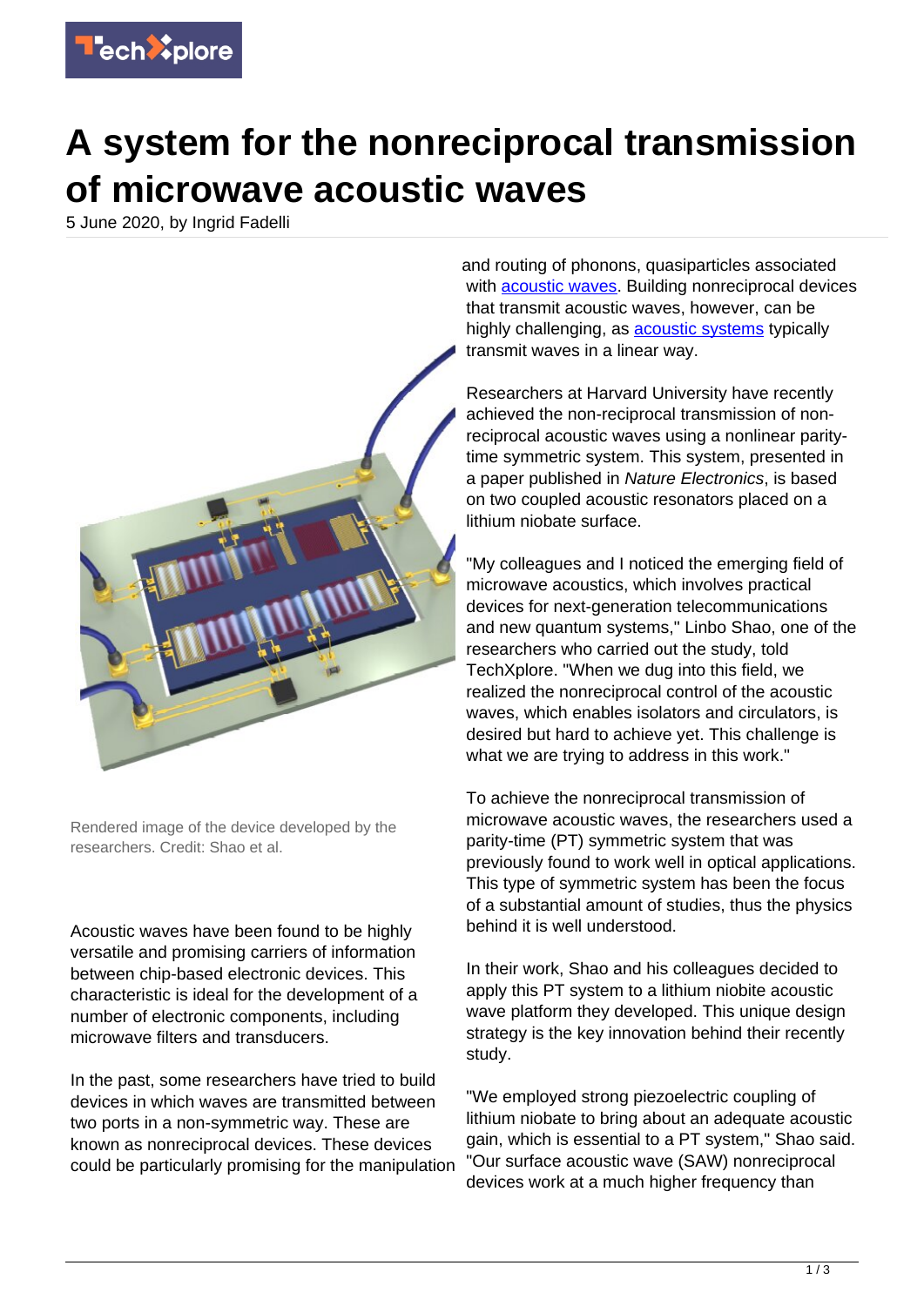# A system for the nonreciprocal transmission of microwave acoustic waves

5 June 2020, by Ingrid Fadelli

Rendered image of the device developed by the researchers. Credit: Shao et al.

Acoustic waves have been found to be highly versatile and promising carriers of information between chip-based electronic devices. This characteristic is ideal for the development of a number of electronic components, including microwave filters and transducers.

In the past, some researchers have tried to build devices in which waves are transmitted between two ports in a non-symmetric way. These are known as nonreciprocal devices. These devices could be particularly promising for the manipulation and routing of phonons, quasiparticles associated with acoustic waves. Building nonreciprocal devices that transmit acoustic waves, however, can be highly challenging, as acoustic systems typically transmit waves in a linear way.

Researchers at Harvard University have recently achieved the non-reciprocal transmission of non-reciprocal acoustic waves using a nonlinear parity-time symmetric system. This system, presented in a paper published in *Nature Electronics*, is based on two coupled acoustic resonators placed on a lithium niobate surface.

"My colleagues and I noticed the emerging field of microwave acoustics, which involves practical devices for next-generation telecommunications and new quantum systems," Linbo Shao, one of the researchers who carried out the study, told TechXplore. "When we dug into this field, we realized the nonreciprocal control of the acoustic waves, which enables isolators and circulators, is desired but hard to achieve yet. This challenge is what we are trying to address in this work."

To achieve the nonreciprocal transmission of microwave acoustic waves, the researchers used a parity-time (PT) symmetric system that was previously found to work well in optical applications. This type of symmetric system has been the focus of a substantial amount of studies, thus the physics behind it is well understood.

In their work, Shao and his colleagues decided to apply this PT system to a lithium niobite acoustic wave platform they developed. This unique design strategy is the key innovation behind their recently study.

"We employed strong piezoelectric coupling of lithium niobate to bring about an adequate acoustic gain, which is essential to a PT system," Shao said. "Our surface acoustic wave (SAW) nonreciprocal devices work at a much higher frequency than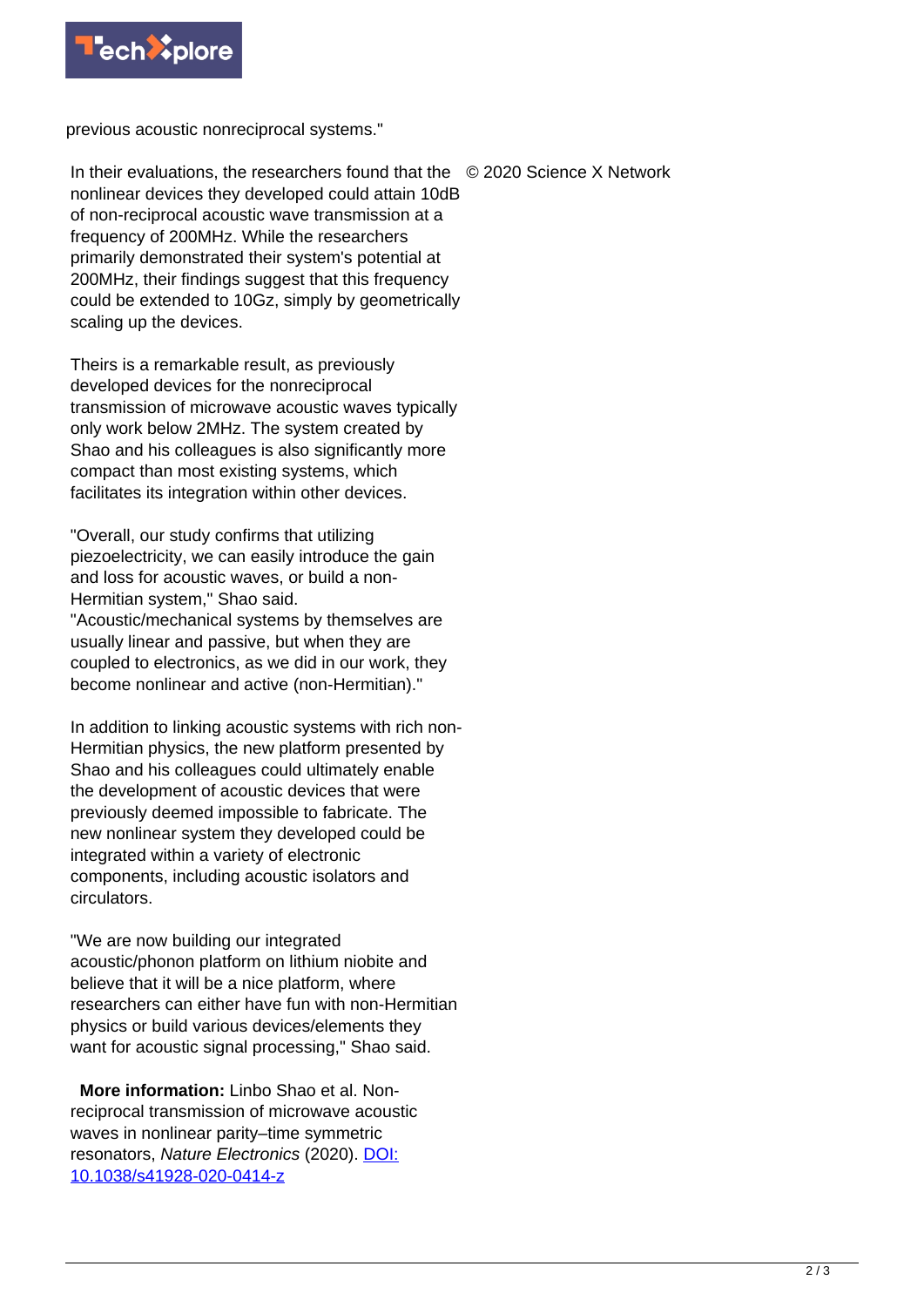previous acoustic nonreciprocal systems."

In their evaluations, the researchers found that the nonlinear devices they developed could attain 10dB of non-reciprocal acoustic wave transmission at a frequency of 200MHz. While the researchers primarily demonstrated their system's potential at 200MHz, their findings suggest that this frequency could be extended to 10Gz, simply by geometrically scaling up the devices.

Theirs is a remarkable result, as previously developed devices for the nonreciprocal transmission of microwave acoustic waves typically only work below 2MHz. The system created by Shao and his colleagues is also significantly more compact than most existing systems, which facilitates its integration within other devices.

"Overall, our study confirms that utilizing piezoelectricity, we can easily introduce the gain and loss for acoustic waves, or build a non-Hermitian system," Shao said. "Acoustic/mechanical systems by themselves are usually linear and passive, but when they are coupled to electronics, as we did in our work, they become nonlinear and active (non-Hermitian)."

In addition to linking acoustic systems with rich non-Hermitian physics, the new platform presented by Shao and his colleagues could ultimately enable the development of acoustic devices that were previously deemed impossible to fabricate. The new nonlinear system they developed could be integrated within a variety of electronic components, including acoustic isolators and circulators.

"We are now building our integrated acoustic/phonon platform on lithium niobite and believe that it will be a nice platform, where researchers can either have fun with non-Hermitian physics or build various devices/elements they want for acoustic signal processing," Shao said.

**More information:** Linbo Shao et al. Non-reciprocal transmission of microwave acoustic waves in nonlinear parity–time symmetric resonators, *Nature Electronics* (2020). [DOI: 10.1038/s41928-020-0414-z](https://doi.org/10.1038/s41928-020-0414-z)

© 2020 Science X Network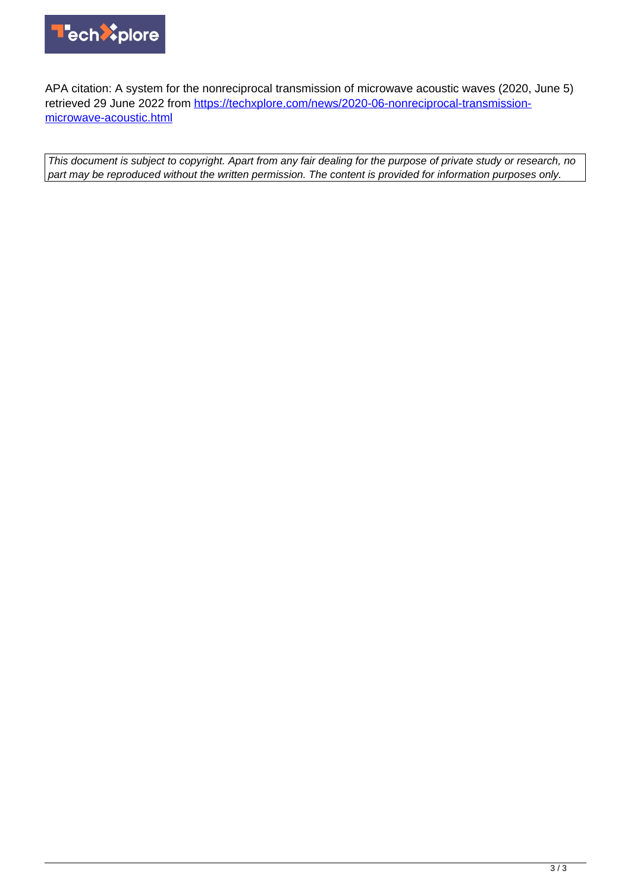APA citation: A system for the nonreciprocal transmission of microwave acoustic waves (2020, June 5) retrieved 29 June 2022 from [https://techxplore.com/news/2020-06-nonreciprocal-transmission-microwave-acoustic.html](https://techxplore.com/news/2020-06-nonreciprocal-transmission-microwave-acoustic.html)

*This document is subject to copyright. Apart from any fair dealing for the purpose of private study or research, no part may be reproduced without the written permission. The content is provided for information purposes only.*